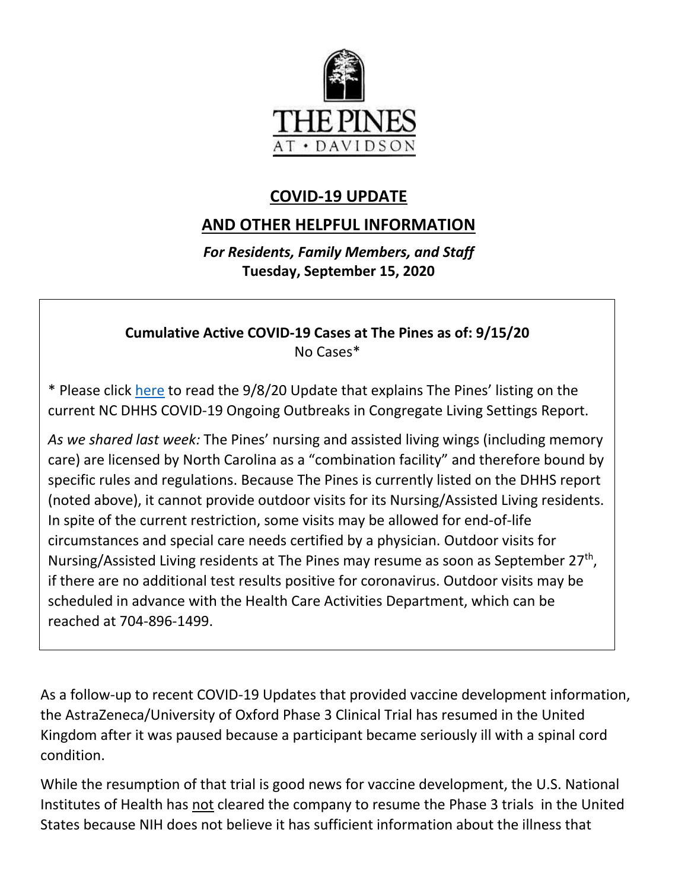THE PINES
AT • DAVIDSON

## COVID-19 UPDATE

## AND OTHER HELPFUL INFORMATION

*For Residents, Family Members, and Staff*
**Tuesday, September 15, 2020**

**Cumulative Active COVID-19 Cases at The Pines as of: 9/15/20**
No Cases*

* Please click here to read the 9/8/20 Update that explains The Pines' listing on the current NC DHHS COVID-19 Ongoing Outbreaks in Congregate Living Settings Report.

*As we shared last week:* The Pines' nursing and assisted living wings (including memory care) are licensed by North Carolina as a "combination facility" and therefore bound by specific rules and regulations. Because The Pines is currently listed on the DHHS report (noted above), it cannot provide outdoor visits for its Nursing/Assisted Living residents. In spite of the current restriction, some visits may be allowed for end-of-life circumstances and special care needs certified by a physician. Outdoor visits for Nursing/Assisted Living residents at The Pines may resume as soon as September 27th, if there are no additional test results positive for coronavirus. Outdoor visits may be scheduled in advance with the Health Care Activities Department, which can be reached at 704-896-1499.

As a follow-up to recent COVID-19 Updates that provided vaccine development information, the AstraZeneca/University of Oxford Phase 3 Clinical Trial has resumed in the United Kingdom after it was paused because a participant became seriously ill with a spinal cord condition.

While the resumption of that trial is good news for vaccine development, the U.S. National Institutes of Health has not cleared the company to resume the Phase 3 trials in the United States because NIH does not believe it has sufficient information about the illness that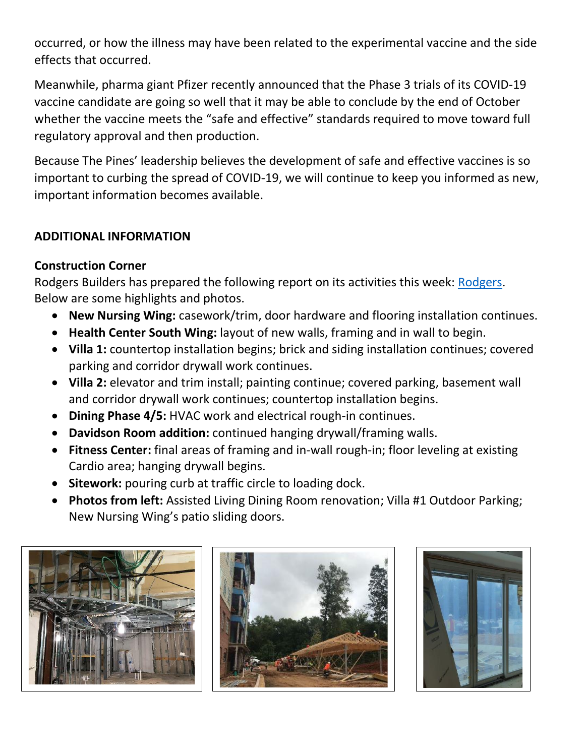occurred, or how the illness may have been related to the experimental vaccine and the side effects that occurred.

Meanwhile, pharma giant Pfizer recently announced that the Phase 3 trials of its COVID-19 vaccine candidate are going so well that it may be able to conclude by the end of October whether the vaccine meets the "safe and effective" standards required to move toward full regulatory approval and then production.

Because The Pines' leadership believes the development of safe and effective vaccines is so important to curbing the spread of COVID-19, we will continue to keep you informed as new, important information becomes available.

## ADDITIONAL INFORMATION

### Construction Corner

Rodgers Builders has prepared the following report on its activities this week: Rodgers. Below are some highlights and photos.

- **New Nursing Wing:** casework/trim, door hardware and flooring installation continues.
- **Health Center South Wing:** layout of new walls, framing and in wall to begin.
- **Villa 1:** countertop installation begins; brick and siding installation continues; covered parking and corridor drywall work continues.
- **Villa 2:** elevator and trim install; painting continue; covered parking, basement wall and corridor drywall work continues; countertop installation begins.
- **Dining Phase 4/5:** HVAC work and electrical rough-in continues.
- **Davidson Room addition:** continued hanging drywall/framing walls.
- **Fitness Center:** final areas of framing and in-wall rough-in; floor leveling at existing Cardio area; hanging drywall begins.
- **Sitework:** pouring curb at traffic circle to loading dock.
- **Photos from left:** Assisted Living Dining Room renovation; Villa #1 Outdoor Parking; New Nursing Wing's patio sliding doors.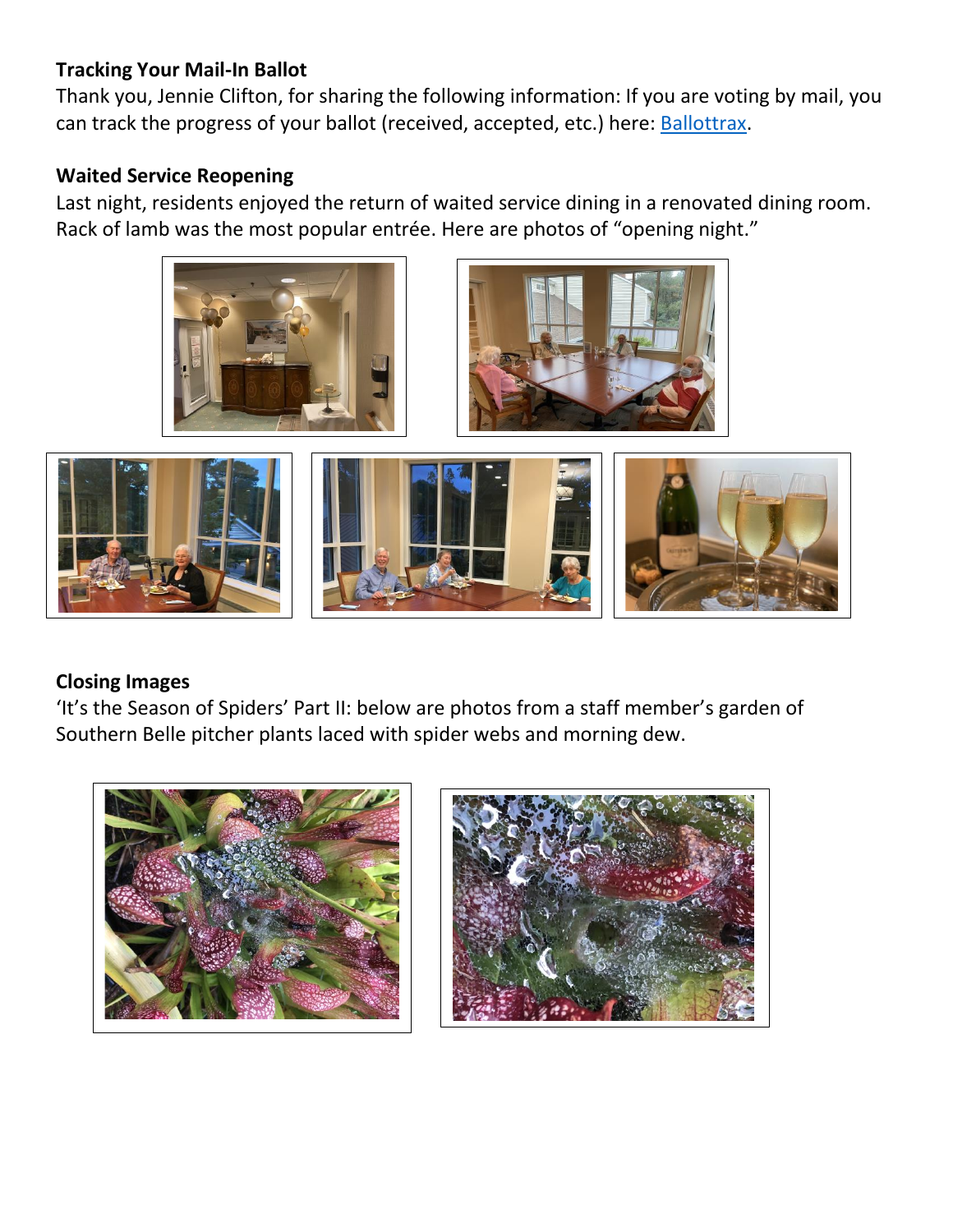**Tracking Your Mail-In Ballot**

Thank you, Jennie Clifton, for sharing the following information: If you are voting by mail, you can track the progress of your ballot (received, accepted, etc.) here: Ballottrax.

**Waited Service Reopening**

Last night, residents enjoyed the return of waited service dining in a renovated dining room. Rack of lamb was the most popular entrée. Here are photos of "opening night."

**Closing Images**

'It's the Season of Spiders' Part II: below are photos from a staff member's garden of Southern Belle pitcher plants laced with spider webs and morning dew.